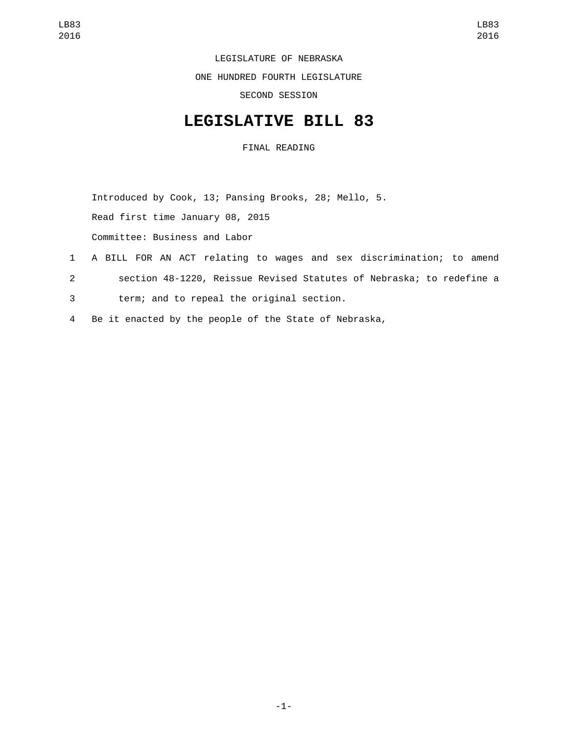LEGISLATURE OF NEBRASKA

ONE HUNDRED FOURTH LEGISLATURE

SECOND SESSION

# LEGISLATIVE BILL 83

FINAL READING

Introduced by Cook, 13; Pansing Brooks, 28; Mello, 5.

Read first time January 08, 2015

Committee: Business and Labor

1 A BILL FOR AN ACT relating to wages and sex discrimination; to amend
2 section 48-1220, Reissue Revised Statutes of Nebraska; to redefine a
3 term; and to repeal the original section.

4 Be it enacted by the people of the State of Nebraska,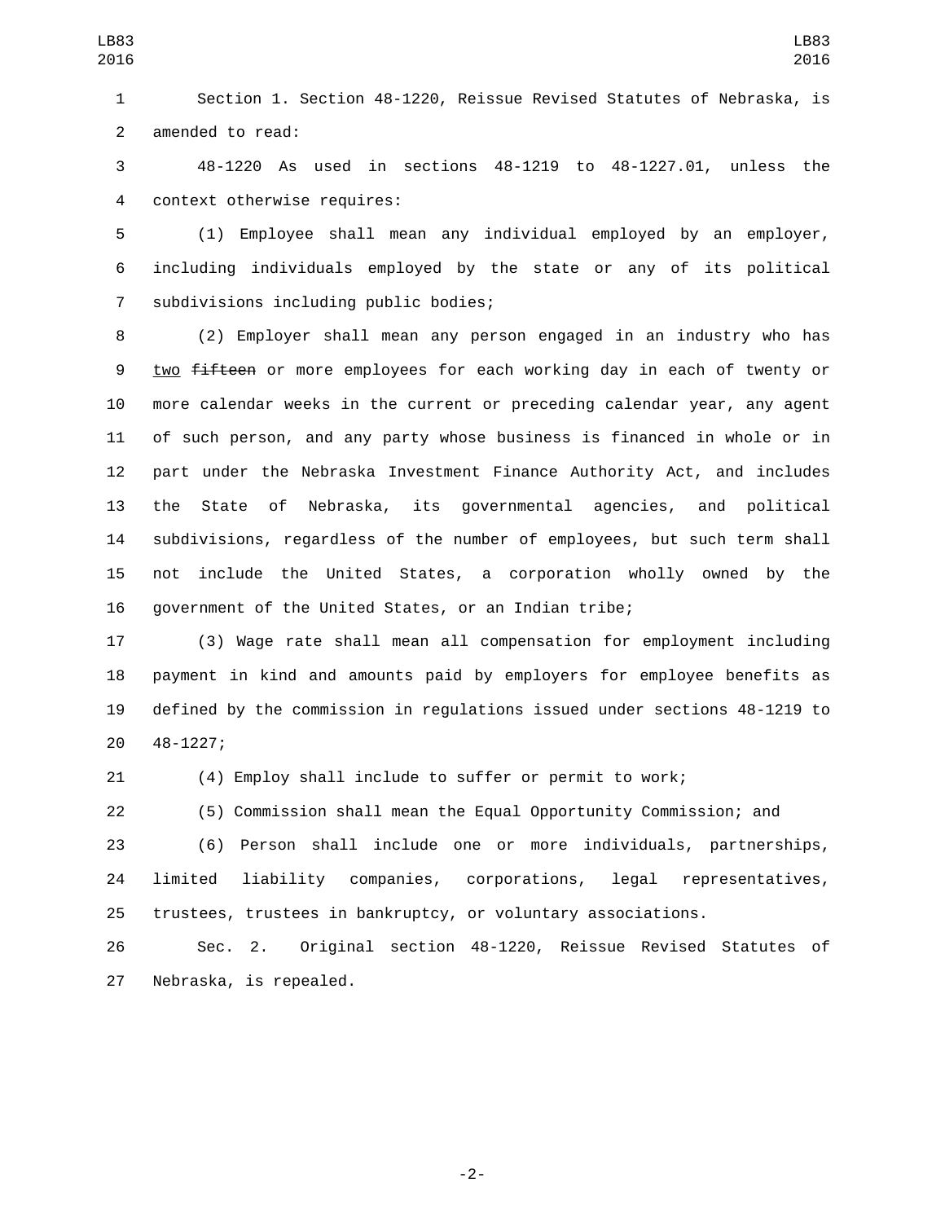Section 1. Section 48-1220, Reissue Revised Statutes of Nebraska, is amended to read:

48-1220 As used in sections 48-1219 to 48-1227.01, unless the context otherwise requires:

(1) Employee shall mean any individual employed by an employer, including individuals employed by the state or any of its political subdivisions including public bodies;

(2) Employer shall mean any person engaged in an industry who has <u>two</u> ~~fifteen~~ or more employees for each working day in each of twenty or more calendar weeks in the current or preceding calendar year, any agent of such person, and any party whose business is financed in whole or in part under the Nebraska Investment Finance Authority Act, and includes the State of Nebraska, its governmental agencies, and political subdivisions, regardless of the number of employees, but such term shall not include the United States, a corporation wholly owned by the government of the United States, or an Indian tribe;

(3) Wage rate shall mean all compensation for employment including payment in kind and amounts paid by employers for employee benefits as defined by the commission in regulations issued under sections 48-1219 to 48-1227;

(4) Employ shall include to suffer or permit to work;

(5) Commission shall mean the Equal Opportunity Commission; and

(6) Person shall include one or more individuals, partnerships, limited liability companies, corporations, legal representatives, trustees, trustees in bankruptcy, or voluntary associations.

Sec. 2. Original section 48-1220, Reissue Revised Statutes of Nebraska, is repealed.